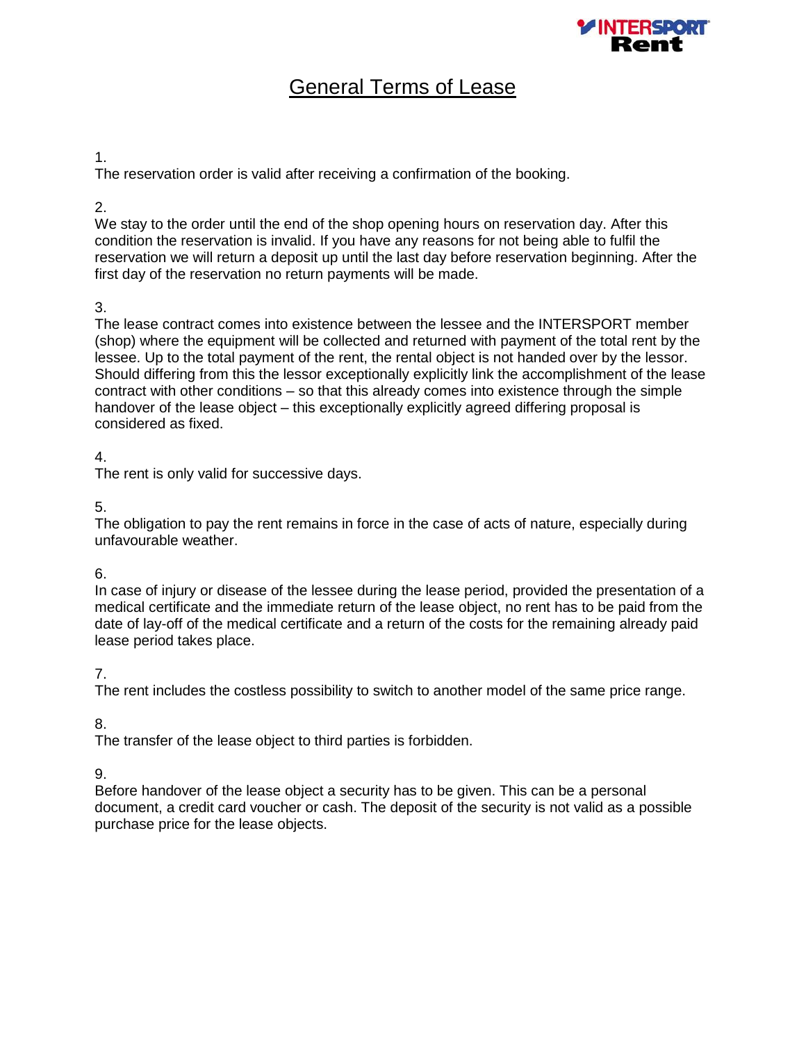INTERSPORT Rent

# General Terms of Lease

1.
The reservation order is valid after receiving a confirmation of the booking.

2.
We stay to the order until the end of the shop opening hours on reservation day. After this condition the reservation is invalid. If you have any reasons for not being able to fulfil the reservation we will return a deposit up until the last day before reservation beginning. After the first day of the reservation no return payments will be made.

3.
The lease contract comes into existence between the lessee and the INTERSPORT member (shop) where the equipment will be collected and returned with payment of the total rent by the lessee. Up to the total payment of the rent, the rental object is not handed over by the lessor. Should differing from this the lessor exceptionally explicitly link the accomplishment of the lease contract with other conditions – so that this already comes into existence through the simple handover of the lease object – this exceptionally explicitly agreed differing proposal is considered as fixed.

4.
The rent is only valid for successive days.

5.
The obligation to pay the rent remains in force in the case of acts of nature, especially during unfavourable weather.

6.
In case of injury or disease of the lessee during the lease period, provided the presentation of a medical certificate and the immediate return of the lease object, no rent has to be paid from the date of lay-off of the medical certificate and a return of the costs for the remaining already paid lease period takes place.

7.
The rent includes the costless possibility to switch to another model of the same price range.

8.
The transfer of the lease object to third parties is forbidden.

9.
Before handover of the lease object a security has to be given. This can be a personal document, a credit card voucher or cash. The deposit of the security is not valid as a possible purchase price for the lease objects.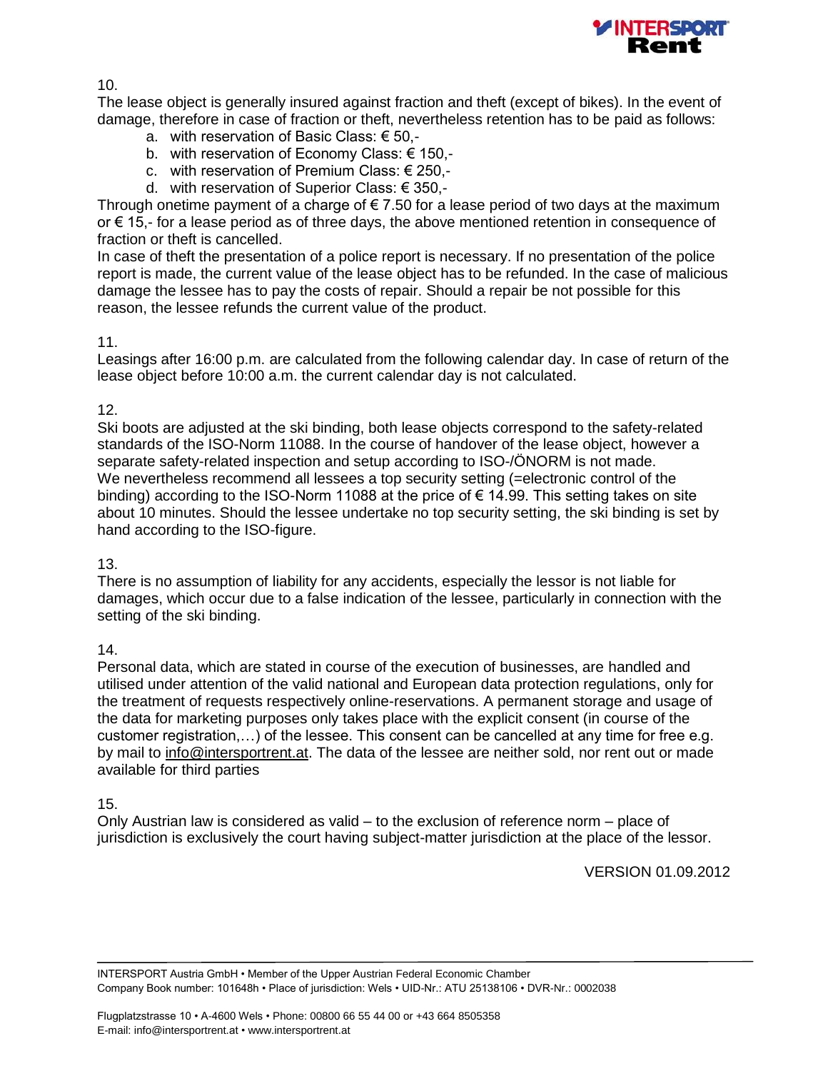10.
The lease object is generally insured against fraction and theft (except of bikes). In the event of damage, therefore in case of fraction or theft, nevertheless retention has to be paid as follows:

a. with reservation of Basic Class: € 50,-
b. with reservation of Economy Class: € 150,-
c. with reservation of Premium Class: € 250,-
d. with reservation of Superior Class: € 350,-

Through onetime payment of a charge of € 7.50 for a lease period of two days at the maximum or € 15,- for a lease period as of three days, the above mentioned retention in consequence of fraction or theft is cancelled.
In case of theft the presentation of a police report is necessary. If no presentation of the police report is made, the current value of the lease object has to be refunded. In the case of malicious damage the lessee has to pay the costs of repair. Should a repair be not possible for this reason, the lessee refunds the current value of the product.

11.
Leasings after 16:00 p.m. are calculated from the following calendar day. In case of return of the lease object before 10:00 a.m. the current calendar day is not calculated.

12.
Ski boots are adjusted at the ski binding, both lease objects correspond to the safety-related standards of the ISO-Norm 11088. In the course of handover of the lease object, however a separate safety-related inspection and setup according to ISO-/ÖNORM is not made.
We nevertheless recommend all lessees a top security setting (=electronic control of the binding) according to the ISO-Norm 11088 at the price of € 14.99. This setting takes on site about 10 minutes. Should the lessee undertake no top security setting, the ski binding is set by hand according to the ISO-figure.

13.
There is no assumption of liability for any accidents, especially the lessor is not liable for damages, which occur due to a false indication of the lessee, particularly in connection with the setting of the ski binding.

14.
Personal data, which are stated in course of the execution of businesses, are handled and utilised under attention of the valid national and European data protection regulations, only for the treatment of requests respectively online-reservations. A permanent storage and usage of the data for marketing purposes only takes place with the explicit consent (in course of the customer registration,…) of the lessee. This consent can be cancelled at any time for free e.g. by mail to info@intersportrent.at. The data of the lessee are neither sold, nor rent out or made available for third parties

15.
Only Austrian law is considered as valid – to the exclusion of reference norm – place of jurisdiction is exclusively the court having subject-matter jurisdiction at the place of the lessor.

VERSION 01.09.2012

INTERSPORT Austria GmbH • Member of the Upper Austrian Federal Economic Chamber
Company Book number: 101648h • Place of jurisdiction: Wels • UID-Nr.: ATU 25138106 • DVR-Nr.: 0002038

Flugplatzstrasse 10 • A-4600 Wels • Phone: 00800 66 55 44 00 or +43 664 8505358
E-mail: info@intersportrent.at • www.intersportrent.at